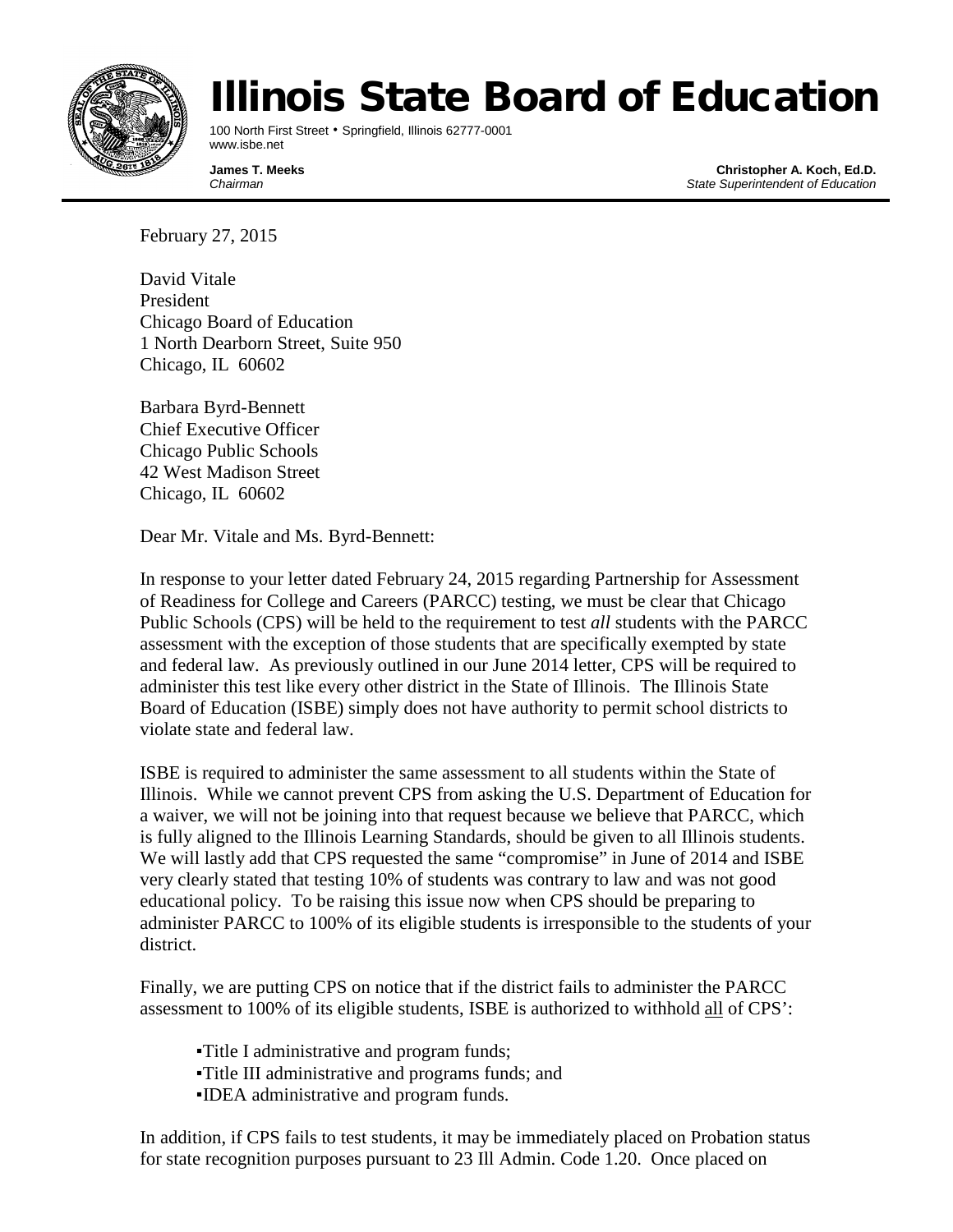# Illinois State Board of Education

100 North First Street • Springfield, Illinois 62777-0001
www.isbe.net

**James T. Meeks**
*Chairman*

**Christopher A. Koch, Ed.D.**
*State Superintendent of Education*

---

February 27, 2015

David Vitale
President
Chicago Board of Education
1 North Dearborn Street, Suite 950
Chicago, IL 60602

Barbara Byrd-Bennett
Chief Executive Officer
Chicago Public Schools
42 West Madison Street
Chicago, IL 60602

Dear Mr. Vitale and Ms. Byrd-Bennett:

In response to your letter dated February 24, 2015 regarding Partnership for Assessment of Readiness for College and Careers (PARCC) testing, we must be clear that Chicago Public Schools (CPS) will be held to the requirement to test *all* students with the PARCC assessment with the exception of those students that are specifically exempted by state and federal law. As previously outlined in our June 2014 letter, CPS will be required to administer this test like every other district in the State of Illinois. The Illinois State Board of Education (ISBE) simply does not have authority to permit school districts to violate state and federal law.

ISBE is required to administer the same assessment to all students within the State of Illinois. While we cannot prevent CPS from asking the U.S. Department of Education for a waiver, we will not be joining into that request because we believe that PARCC, which is fully aligned to the Illinois Learning Standards, should be given to all Illinois students. We will lastly add that CPS requested the same "compromise" in June of 2014 and ISBE very clearly stated that testing 10% of students was contrary to law and was not good educational policy. To be raising this issue now when CPS should be preparing to administer PARCC to 100% of its eligible students is irresponsible to the students of your district.

Finally, we are putting CPS on notice that if the district fails to administer the PARCC assessment to 100% of its eligible students, ISBE is authorized to withhold <u>all</u> of CPS':

- Title I administrative and program funds;
- Title III administrative and programs funds; and
- IDEA administrative and program funds.

In addition, if CPS fails to test students, it may be immediately placed on Probation status for state recognition purposes pursuant to 23 Ill Admin. Code 1.20. Once placed on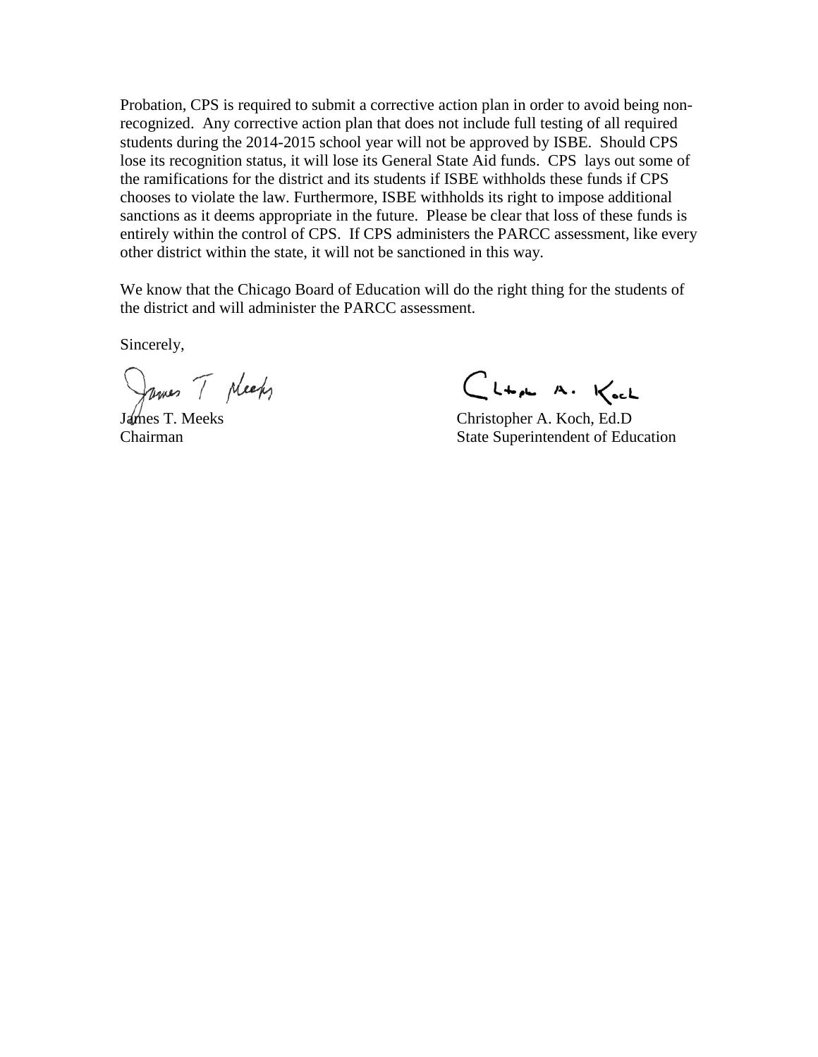Probation, CPS is required to submit a corrective action plan in order to avoid being non-recognized. Any corrective action plan that does not include full testing of all required students during the 2014-2015 school year will not be approved by ISBE. Should CPS lose its recognition status, it will lose its General State Aid funds. CPS lays out some of the ramifications for the district and its students if ISBE withholds these funds if CPS chooses to violate the law. Furthermore, ISBE withholds its right to impose additional sanctions as it deems appropriate in the future. Please be clear that loss of these funds is entirely within the control of CPS. If CPS administers the PARCC assessment, like every other district within the state, it will not be sanctioned in this way.

We know that the Chicago Board of Education will do the right thing for the students of the district and will administer the PARCC assessment.

Sincerely,

James T. Meeks
Chairman

Christopher A. Koch, Ed.D
State Superintendent of Education